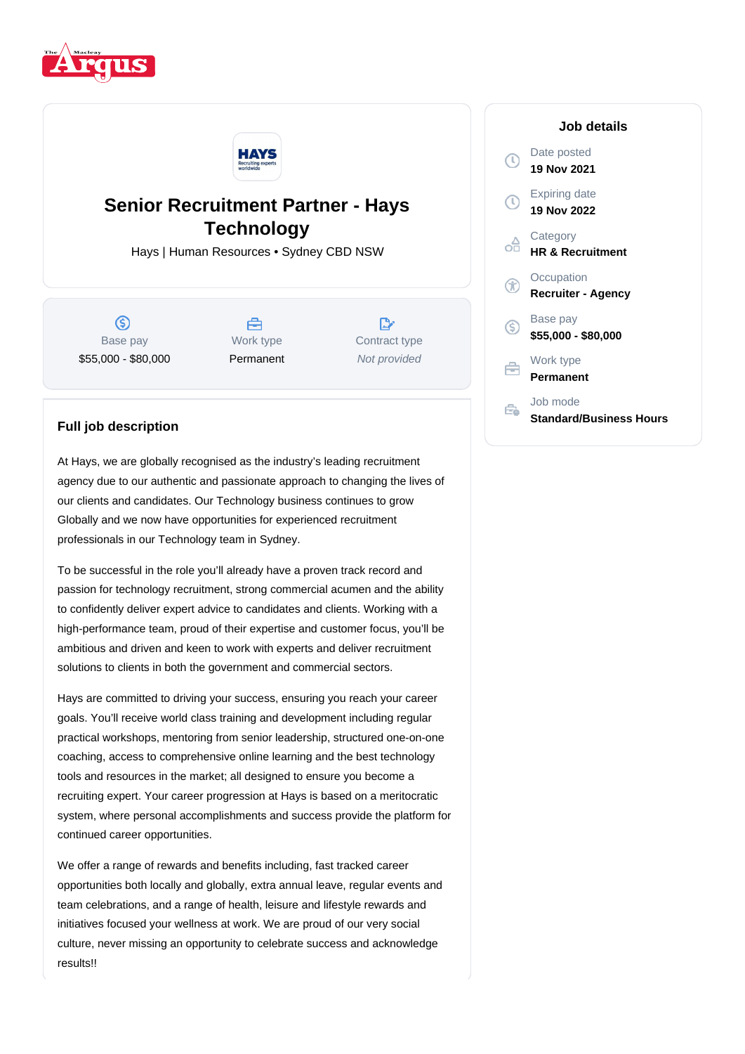# Senior Recruitment Partner - Hays Technology

Hays | Human Resources • Sydney CBD NSW

| Base pay | Work type | Contract type |
|---|---|---|
| $55,000 - $80,000 | Permanent | *Not provided* |

## Full job description

At Hays, we are globally recognised as the industry's leading recruitment agency due to our authentic and passionate approach to changing the lives of our clients and candidates. Our Technology business continues to grow Globally and we now have opportunities for experienced recruitment professionals in our Technology team in Sydney.

To be successful in the role you'll already have a proven track record and passion for technology recruitment, strong commercial acumen and the ability to confidently deliver expert advice to candidates and clients. Working with a high-performance team, proud of their expertise and customer focus, you'll be ambitious and driven and keen to work with experts and deliver recruitment solutions to clients in both the government and commercial sectors.

Hays are committed to driving your success, ensuring you reach your career goals. You'll receive world class training and development including regular practical workshops, mentoring from senior leadership, structured one-on-one coaching, access to comprehensive online learning and the best technology tools and resources in the market; all designed to ensure you become a recruiting expert. Your career progression at Hays is based on a meritocratic system, where personal accomplishments and success provide the platform for continued career opportunities.

We offer a range of rewards and benefits including, fast tracked career opportunities both locally and globally, extra annual leave, regular events and team celebrations, and a range of health, leisure and lifestyle rewards and initiatives focused your wellness at work. We are proud of our very social culture, never missing an opportunity to celebrate success and acknowledge results!!

## Job details

Date posted
**19 Nov 2021**

Expiring date
**19 Nov 2022**

Category
**HR & Recruitment**

Occupation
**Recruiter - Agency**

Base pay
**$55,000 - $80,000**

Work type
**Permanent**

Job mode
**Standard/Business Hours**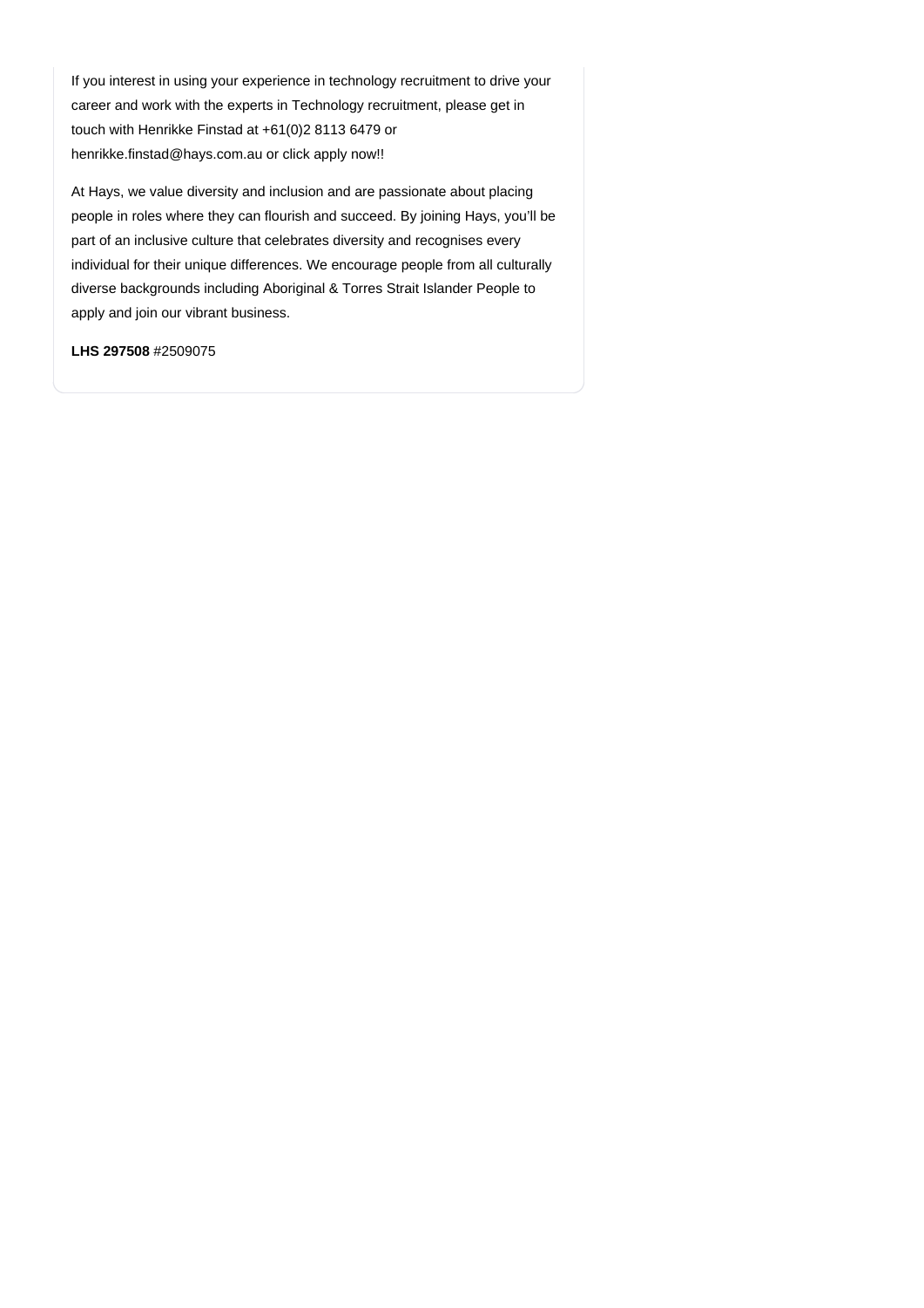If you interest in using your experience in technology recruitment to drive your career and work with the experts in Technology recruitment, please get in touch with Henrikke Finstad at +61(0)2 8113 6479 or henrikke.finstad@hays.com.au or click apply now!!

At Hays, we value diversity and inclusion and are passionate about placing people in roles where they can flourish and succeed. By joining Hays, you'll be part of an inclusive culture that celebrates diversity and recognises every individual for their unique differences. We encourage people from all culturally diverse backgrounds including Aboriginal & Torres Strait Islander People to apply and join our vibrant business.

**LHS 297508** #2509075